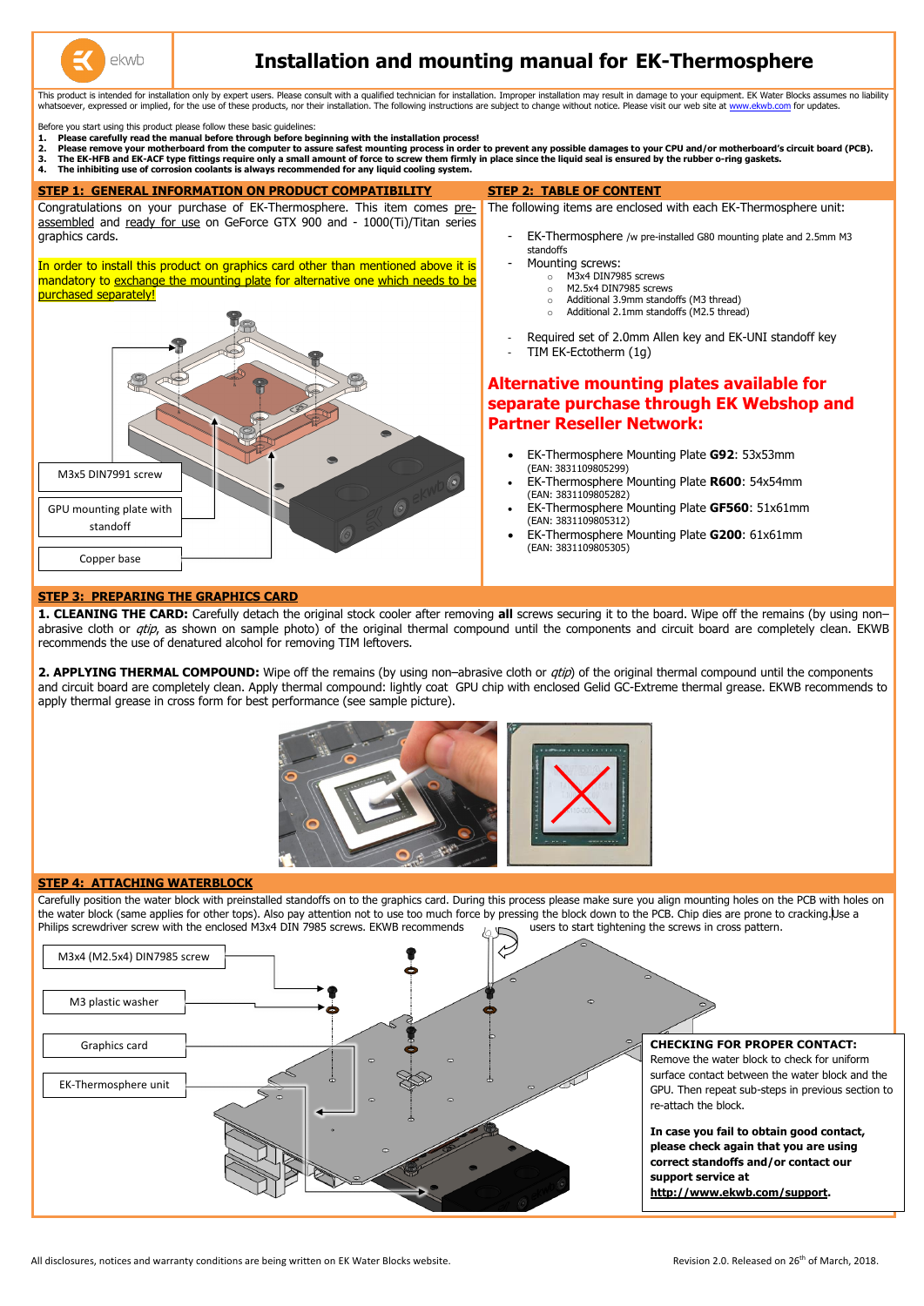# Installation and mounting manual for EK-Thermosphere

This product is intended for installation only by expert users. Please consult with a qualified technician for installation. Improper installation may result in damage to your equipment. EK Water Blocks assumes no liability whatsoever, expressed or implied, for the use of these products, nor their installation. The following instructions are subject to change without notice. Please visit our web site at www.ekwb.com for updates.

Before you start using this product please follow these basic guidelines:

1. **Please carefully read the manual before through before beginning with the installation process!**
2. **Please remove your motherboard from the computer to assure safest mounting process in order to prevent any possible damages to your CPU and/or motherboard's circuit board (PCB).**
3. **The EK-HFB and EK-ACF type fittings require only a small amount of force to screw them firmly in place since the liquid seal is ensured by the rubber o-ring gaskets.**
4. **The inhibiting use of corrosion coolants is always recommended for any liquid cooling system.**

## STEP 1: GENERAL INFORMATION ON PRODUCT COMPATIBILITY

Congratulations on your purchase of EK-Thermosphere. This item comes pre-assembled and ready for use on GeForce GTX 900 and - 1000(Ti)/Titan series graphics cards.

In order to install this product on graphics card other than mentioned above it is mandatory to exchange the mounting plate for alternative one which needs to be purchased separately!

M3x5 DIN7991 screw

GPU mounting plate with standoff

Copper base

## STEP 2: TABLE OF CONTENT

The following items are enclosed with each EK-Thermosphere unit:

- EK-Thermosphere /w pre-installed G80 mounting plate and 2.5mm M3 standoffs
- Mounting screws:
  - M3x4 DIN7985 screws
  - M2.5x4 DIN7985 screws
  - Additional 3.9mm standoffs (M3 thread)
  - Additional 2.1mm standoffs (M2.5 thread)
- Required set of 2.0mm Allen key and EK-UNI standoff key
- TIM EK-Ectotherm (1g)

### Alternative mounting plates available for separate purchase through EK Webshop and Partner Reseller Network:

- EK-Thermosphere Mounting Plate **G92**: 53x53mm (EAN: 3831109805299)
- EK-Thermosphere Mounting Plate **R600**: 54x54mm (EAN: 3831109805282)
- EK-Thermosphere Mounting Plate **GF560**: 51x61mm (EAN: 3831109805312)
- EK-Thermosphere Mounting Plate **G200**: 61x61mm (EAN: 3831109805305)

## STEP 3: PREPARING THE GRAPHICS CARD

**1. CLEANING THE CARD:** Carefully detach the original stock cooler after removing **all** screws securing it to the board. Wipe off the remains (by using non–abrasive cloth or *qtip*, as shown on sample photo) of the original thermal compound until the components and circuit board are completely clean. EKWB recommends the use of denatured alcohol for removing TIM leftovers.

**2. APPLYING THERMAL COMPOUND:** Wipe off the remains (by using non–abrasive cloth or *qtip*) of the original thermal compound until the components and circuit board are completely clean. Apply thermal compound: lightly coat GPU chip with enclosed Gelid GC-Extreme thermal grease. EKWB recommends to apply thermal grease in cross form for best performance (see sample picture).

## STEP 4: ATTACHING WATERBLOCK

Carefully position the water block with preinstalled standoffs on to the graphics card. During this process please make sure you align mounting holes on the PCB with holes on the water block (same applies for other tops). Also pay attention not to use too much force by pressing the block down to the PCB. Chip dies are prone to cracking.Use a Philips screwdriver screw with the enclosed M3x4 DIN 7985 screws. EKWB recommends users to start tightening the screws in cross pattern.

M3x4 (M2.5x4) DIN7985 screw

M3 plastic washer

Graphics card

EK-Thermosphere unit

**CHECKING FOR PROPER CONTACT:**
Remove the water block to check for uniform surface contact between the water block and the GPU. Then repeat sub-steps in previous section to re-attach the block.

**In case you fail to obtain good contact, please check again that you are using correct standoffs and/or contact our support service at http://www.ekwb.com/support.**

All disclosures, notices and warranty conditions are being written on EK Water Blocks website.

Revision 2.0. Released on 26th of March, 2018.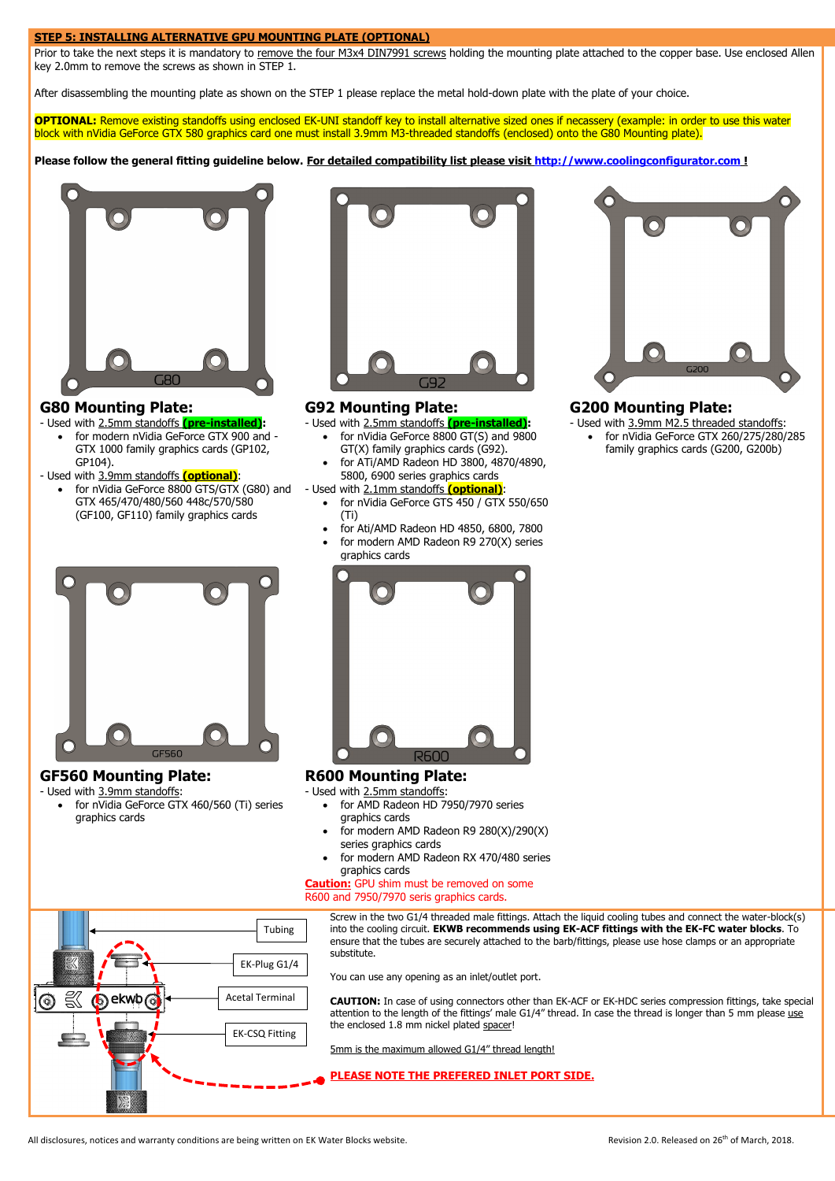## STEP 5: INSTALLING ALTERNATIVE GPU MOUNTING PLATE (OPTIONAL)

Prior to take the next steps it is mandatory to remove the four M3x4 DIN7991 screws holding the mounting plate attached to the copper base. Use enclosed Allen key 2.0mm to remove the screws as shown in STEP 1.

After disassembling the mounting plate as shown on the STEP 1 please replace the metal hold-down plate with the plate of your choice.

**OPTIONAL:** Remove existing standoffs using enclosed EK-UNI standoff key to install alternative sized ones if necassery (example: in order to use this water block with nVidia GeForce GTX 580 graphics card one must install 3.9mm M3-threaded standoffs (enclosed) onto the G80 Mounting plate).

**Please follow the general fitting guideline below. For detailed compatibility list please visit http://www.coolingconfigurator.com !**

G80

### G80 Mounting Plate:

- Used with 2.5mm standoffs **(pre-installed)**:
  - for modern nVidia GeForce GTX 900 and - GTX 1000 family graphics cards (GP102, GP104).
- Used with 3.9mm standoffs **(optional)**:
  - for nVidia GeForce 8800 GTS/GTX (G80) and GTX 465/470/480/560 448c/570/580 (GF100, GF110) family graphics cards

G92

### G92 Mounting Plate:

- Used with 2.5mm standoffs **(pre-installed)**:
  - for nVidia GeForce 8800 GT(S) and 9800 GT(X) family graphics cards (G92).
  - for ATi/AMD Radeon HD 3800, 4870/4890, 5800, 6900 series graphics cards
- Used with 2.1mm standoffs **(optional)**:
  - for nVidia GeForce GTS 450 / GTX 550/650 (Ti)
  - for Ati/AMD Radeon HD 4850, 6800, 7800
  - for modern AMD Radeon R9 270(X) series graphics cards

G200

### G200 Mounting Plate:

- Used with 3.9mm M2.5 threaded standoffs:
  - for nVidia GeForce GTX 260/275/280/285 family graphics cards (G200, G200b)

GF560

### GF560 Mounting Plate:

- Used with 3.9mm standoffs:
  - for nVidia GeForce GTX 460/560 (Ti) series graphics cards

R600

### R600 Mounting Plate:

- Used with 2.5mm standoffs:
  - for AMD Radeon HD 7950/7970 series graphics cards
  - for modern AMD Radeon R9 280(X)/290(X) series graphics cards
  - for modern AMD Radeon RX 470/480 series graphics cards

**Caution:** GPU shim must be removed on some R600 and 7950/7970 seris graphics cards.

Tubing

EK-Plug G1/4

Acetal Terminal

EK-CSQ Fitting

Screw in the two G1/4 threaded male fittings. Attach the liquid cooling tubes and connect the water-block(s) into the cooling circuit. **EKWB recommends using EK-ACF fittings with the EK-FC water blocks.** To ensure that the tubes are securely attached to the barb/fittings, please use hose clamps or an appropriate substitute.

You can use any opening as an inlet/outlet port.

**CAUTION:** In case of using connectors other than EK-ACF or EK-HDC series compression fittings, take special attention to the length of the fittings' male G1/4" thread. In case the thread is longer than 5 mm please use the enclosed 1.8 mm nickel plated spacer!

5mm is the maximum allowed G1/4" thread length!

**PLEASE NOTE THE PREFERED INLET PORT SIDE.**

All disclosures, notices and warranty conditions are being written on EK Water Blocks website.

Revision 2.0. Released on 26th of March, 2018.